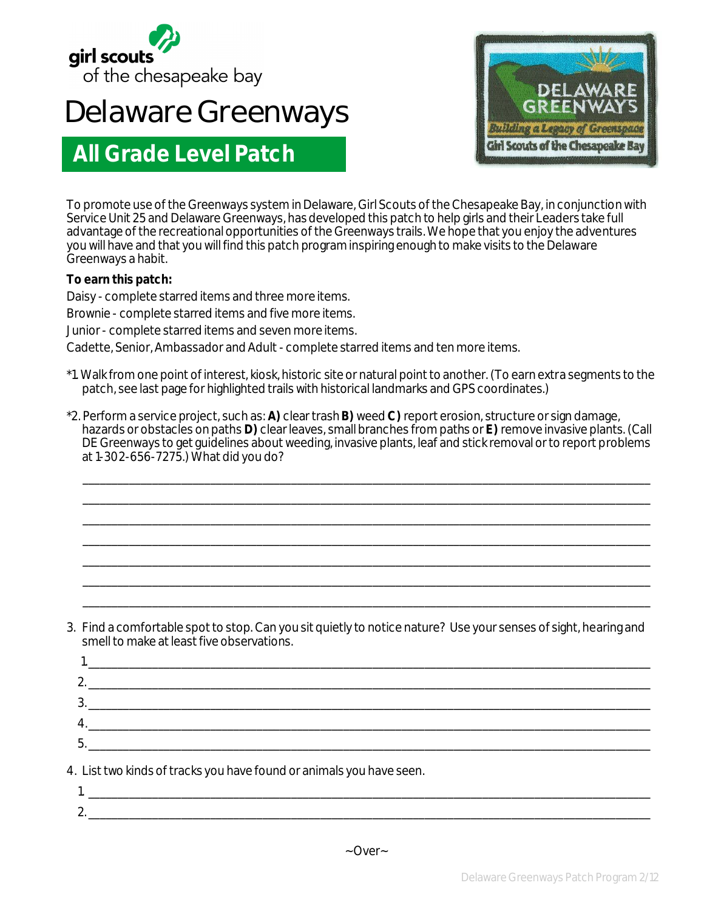girl scouts of the chesapeake bay

# Delaware Greenways

## All Grade Level Patch

To promote use of the Greenways system in Delaware, Girl Scouts of the Chesapeake Bay, in conjunction with Service Unit 25 and Delaware Greenways, has developed this patch to help girls and their Leaders take full advantage of the recreational opportunities of the Greenways trails. We hope that you enjoy the adventures you will have and that you will find this patch program inspiring enough to make visits to the Delaware Greenways a habit.

**To earn this patch:**

Daisy - complete starred items and three more items.

Brownie - complete starred items and five more items.

Junior - complete starred items and seven more items.

Cadette, Senior, Ambassador and Adult - complete starred items and ten more items.

*1. Walk from one point of interest, kiosk, historic site or natural point to another. (To earn extra segments to the patch, see last page for highlighted trails with historical landmarks and GPS coordinates.)

*2. Perform a service project, such as: **A)** clear trash **B)** weed **C)** report erosion, structure or sign damage, hazards or obstacles on paths **D)** clear leaves, small branches from paths or **E)** remove invasive plants. (Call DE Greenways to get guidelines about weeding, invasive plants, leaf and stick removal or to report problems at 1-302-656-7275.) What did you do?

\_\_\_\_\_\_\_\_\_\_\_\_\_\_\_\_\_\_\_\_\_\_\_\_\_\_\_\_\_\_\_\_\_\_\_\_\_\_\_\_\_\_\_\_\_\_\_\_\_\_\_\_\_\_\_\_\_\_\_\_\_\_\_\_\_\_\_\_\_\_\_\_\_\_

\_\_\_\_\_\_\_\_\_\_\_\_\_\_\_\_\_\_\_\_\_\_\_\_\_\_\_\_\_\_\_\_\_\_\_\_\_\_\_\_\_\_\_\_\_\_\_\_\_\_\_\_\_\_\_\_\_\_\_\_\_\_\_\_\_\_\_\_\_\_\_\_\_\_

\_\_\_\_\_\_\_\_\_\_\_\_\_\_\_\_\_\_\_\_\_\_\_\_\_\_\_\_\_\_\_\_\_\_\_\_\_\_\_\_\_\_\_\_\_\_\_\_\_\_\_\_\_\_\_\_\_\_\_\_\_\_\_\_\_\_\_\_\_\_\_\_\_\_

\_\_\_\_\_\_\_\_\_\_\_\_\_\_\_\_\_\_\_\_\_\_\_\_\_\_\_\_\_\_\_\_\_\_\_\_\_\_\_\_\_\_\_\_\_\_\_\_\_\_\_\_\_\_\_\_\_\_\_\_\_\_\_\_\_\_\_\_\_\_\_\_\_\_

\_\_\_\_\_\_\_\_\_\_\_\_\_\_\_\_\_\_\_\_\_\_\_\_\_\_\_\_\_\_\_\_\_\_\_\_\_\_\_\_\_\_\_\_\_\_\_\_\_\_\_\_\_\_\_\_\_\_\_\_\_\_\_\_\_\_\_\_\_\_\_\_\_\_

\_\_\_\_\_\_\_\_\_\_\_\_\_\_\_\_\_\_\_\_\_\_\_\_\_\_\_\_\_\_\_\_\_\_\_\_\_\_\_\_\_\_\_\_\_\_\_\_\_\_\_\_\_\_\_\_\_\_\_\_\_\_\_\_\_\_\_\_\_\_\_\_\_\_

\_\_\_\_\_\_\_\_\_\_\_\_\_\_\_\_\_\_\_\_\_\_\_\_\_\_\_\_\_\_\_\_\_\_\_\_\_\_\_\_\_\_\_\_\_\_\_\_\_\_\_\_\_\_\_\_\_\_\_\_\_\_\_\_\_\_\_\_\_\_\_\_\_\_

3. Find a comfortable spot to stop. Can you sit quietly to notice nature? Use your senses of sight, hearing and smell to make at least five observations.

   1. \_\_\_\_\_\_\_\_\_\_\_\_\_\_\_\_\_\_\_\_\_\_\_\_\_\_\_\_\_\_\_\_\_\_\_\_\_\_\_\_\_\_\_\_\_\_\_\_\_\_\_\_\_\_\_\_\_\_\_\_\_\_\_\_\_\_\_\_\_\_
   2. \_\_\_\_\_\_\_\_\_\_\_\_\_\_\_\_\_\_\_\_\_\_\_\_\_\_\_\_\_\_\_\_\_\_\_\_\_\_\_\_\_\_\_\_\_\_\_\_\_\_\_\_\_\_\_\_\_\_\_\_\_\_\_\_\_\_\_\_\_\_
   3. \_\_\_\_\_\_\_\_\_\_\_\_\_\_\_\_\_\_\_\_\_\_\_\_\_\_\_\_\_\_\_\_\_\_\_\_\_\_\_\_\_\_\_\_\_\_\_\_\_\_\_\_\_\_\_\_\_\_\_\_\_\_\_\_\_\_\_\_\_\_
   4. \_\_\_\_\_\_\_\_\_\_\_\_\_\_\_\_\_\_\_\_\_\_\_\_\_\_\_\_\_\_\_\_\_\_\_\_\_\_\_\_\_\_\_\_\_\_\_\_\_\_\_\_\_\_\_\_\_\_\_\_\_\_\_\_\_\_\_\_\_\_
   5. \_\_\_\_\_\_\_\_\_\_\_\_\_\_\_\_\_\_\_\_\_\_\_\_\_\_\_\_\_\_\_\_\_\_\_\_\_\_\_\_\_\_\_\_\_\_\_\_\_\_\_\_\_\_\_\_\_\_\_\_\_\_\_\_\_\_\_\_\_\_

4. List two kinds of tracks you have found or animals you have seen.

   1. \_\_\_\_\_\_\_\_\_\_\_\_\_\_\_\_\_\_\_\_\_\_\_\_\_\_\_\_\_\_\_\_\_\_\_\_\_\_\_\_\_\_\_\_\_\_\_\_\_\_\_\_\_\_\_\_\_\_\_\_\_\_\_\_\_\_\_\_\_\_
   2. \_\_\_\_\_\_\_\_\_\_\_\_\_\_\_\_\_\_\_\_\_\_\_\_\_\_\_\_\_\_\_\_\_\_\_\_\_\_\_\_\_\_\_\_\_\_\_\_\_\_\_\_\_\_\_\_\_\_\_\_\_\_\_\_\_\_\_\_\_\_

~Over~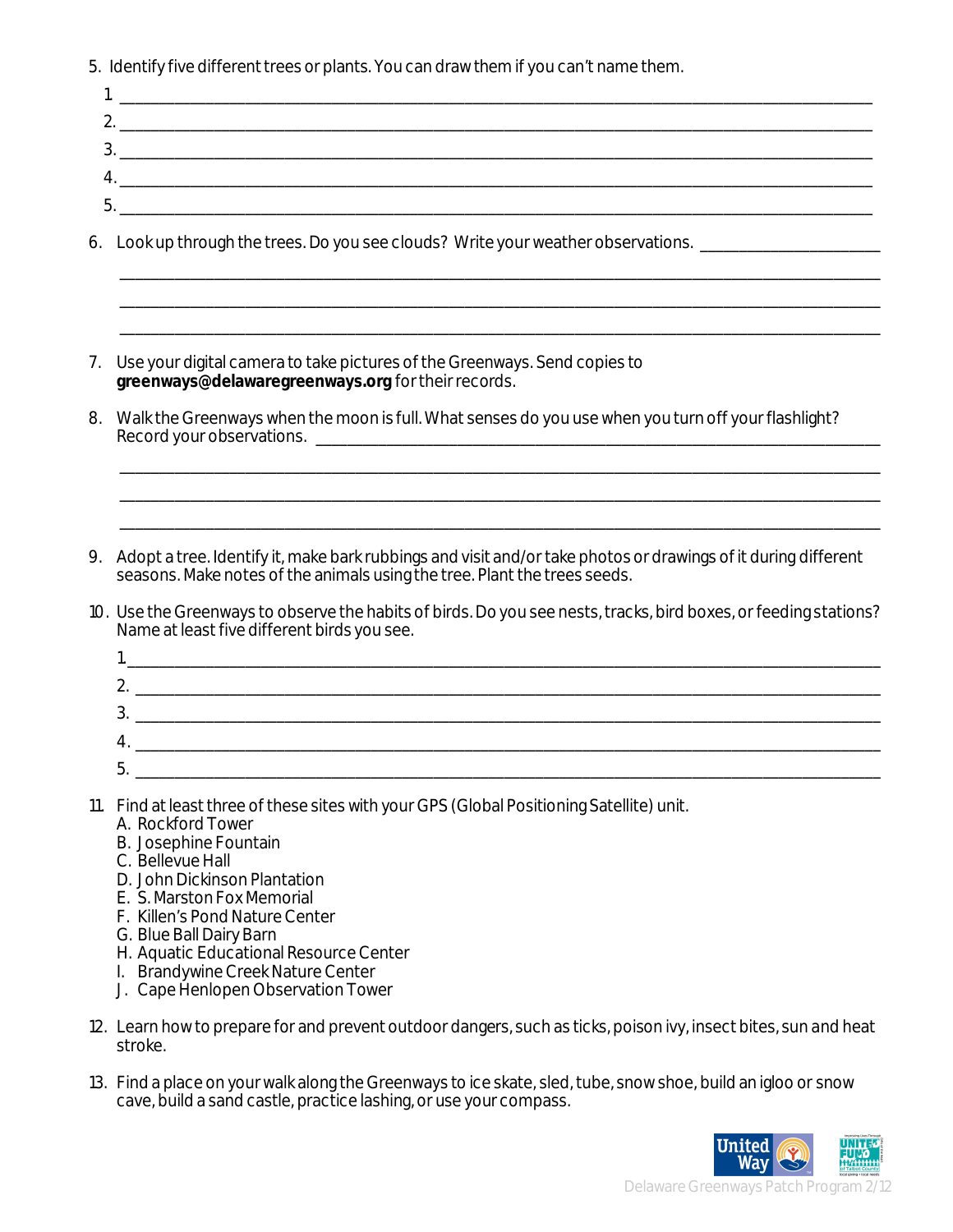5. Identify five different trees or plants. You can draw them if you can't name them.
    1. \_\_\_\_\_\_\_\_\_\_\_\_\_\_\_\_\_\_\_\_\_\_\_\_\_\_\_\_\_\_\_\_\_\_\_\_\_\_\_\_
    2. \_\_\_\_\_\_\_\_\_\_\_\_\_\_\_\_\_\_\_\_\_\_\_\_\_\_\_\_\_\_\_\_\_\_\_\_\_\_\_\_
    3. \_\_\_\_\_\_\_\_\_\_\_\_\_\_\_\_\_\_\_\_\_\_\_\_\_\_\_\_\_\_\_\_\_\_\_\_\_\_\_\_
    4. \_\_\_\_\_\_\_\_\_\_\_\_\_\_\_\_\_\_\_\_\_\_\_\_\_\_\_\_\_\_\_\_\_\_\_\_\_\_\_\_
    5. \_\_\_\_\_\_\_\_\_\_\_\_\_\_\_\_\_\_\_\_\_\_\_\_\_\_\_\_\_\_\_\_\_\_\_\_\_\_\_\_

6. Look up through the trees. Do you see clouds? Write your weather observations. \_\_\_\_\_\_\_\_\_\_\_\_\_\_\_\_\_\_\_\_

    \_\_\_\_\_\_\_\_\_\_\_\_\_\_\_\_\_\_\_\_\_\_\_\_\_\_\_\_\_\_\_\_\_\_\_\_\_\_\_\_

    \_\_\_\_\_\_\_\_\_\_\_\_\_\_\_\_\_\_\_\_\_\_\_\_\_\_\_\_\_\_\_\_\_\_\_\_\_\_\_\_

    \_\_\_\_\_\_\_\_\_\_\_\_\_\_\_\_\_\_\_\_\_\_\_\_\_\_\_\_\_\_\_\_\_\_\_\_\_\_\_\_

7. Use your digital camera to take pictures of the Greenways. Send copies to **greenways@delawaregreenways.org** for their records.

8. Walk the Greenways when the moon is full. What senses do you use when you turn off your flashlight? Record your observations. \_\_\_\_\_\_\_\_\_\_\_\_\_\_\_\_\_\_\_\_\_\_\_\_\_\_\_\_\_\_\_\_\_\_

    \_\_\_\_\_\_\_\_\_\_\_\_\_\_\_\_\_\_\_\_\_\_\_\_\_\_\_\_\_\_\_\_\_\_\_\_\_\_\_\_

    \_\_\_\_\_\_\_\_\_\_\_\_\_\_\_\_\_\_\_\_\_\_\_\_\_\_\_\_\_\_\_\_\_\_\_\_\_\_\_\_

    \_\_\_\_\_\_\_\_\_\_\_\_\_\_\_\_\_\_\_\_\_\_\_\_\_\_\_\_\_\_\_\_\_\_\_\_\_\_\_\_

9. Adopt a tree. Identify it, make bark rubbings and visit and/or take photos or drawings of it during different seasons. Make notes of the animals using the tree. Plant the trees seeds.

10. Use the Greenways to observe the habits of birds. Do you see nests, tracks, bird boxes, or feeding stations? Name at least five different birds you see.
    1. \_\_\_\_\_\_\_\_\_\_\_\_\_\_\_\_\_\_\_\_\_\_\_\_\_\_\_\_\_\_\_\_\_\_\_\_\_\_\_\_
    2. \_\_\_\_\_\_\_\_\_\_\_\_\_\_\_\_\_\_\_\_\_\_\_\_\_\_\_\_\_\_\_\_\_\_\_\_\_\_\_\_
    3. \_\_\_\_\_\_\_\_\_\_\_\_\_\_\_\_\_\_\_\_\_\_\_\_\_\_\_\_\_\_\_\_\_\_\_\_\_\_\_\_
    4. \_\_\_\_\_\_\_\_\_\_\_\_\_\_\_\_\_\_\_\_\_\_\_\_\_\_\_\_\_\_\_\_\_\_\_\_\_\_\_\_
    5. \_\_\_\_\_\_\_\_\_\_\_\_\_\_\_\_\_\_\_\_\_\_\_\_\_\_\_\_\_\_\_\_\_\_\_\_\_\_\_\_

11. Find at least three of these sites with your GPS (Global Positioning Satellite) unit.
    A. Rockford Tower
    B. Josephine Fountain
    C. Bellevue Hall
    D. John Dickinson Plantation
    E. S. Marston Fox Memorial
    F. Killen's Pond Nature Center
    G. Blue Ball Dairy Barn
    H. Aquatic Educational Resource Center
    I. Brandywine Creek Nature Center
    J. Cape Henlopen Observation Tower

12. Learn how to prepare for and prevent outdoor dangers, such as ticks, poison ivy, insect bites, sun and heat stroke.

13. Find a place on your walk along the Greenways to ice skate, sled, tube, snow shoe, build an igloo or snow cave, build a sand castle, practice lashing, or use your compass.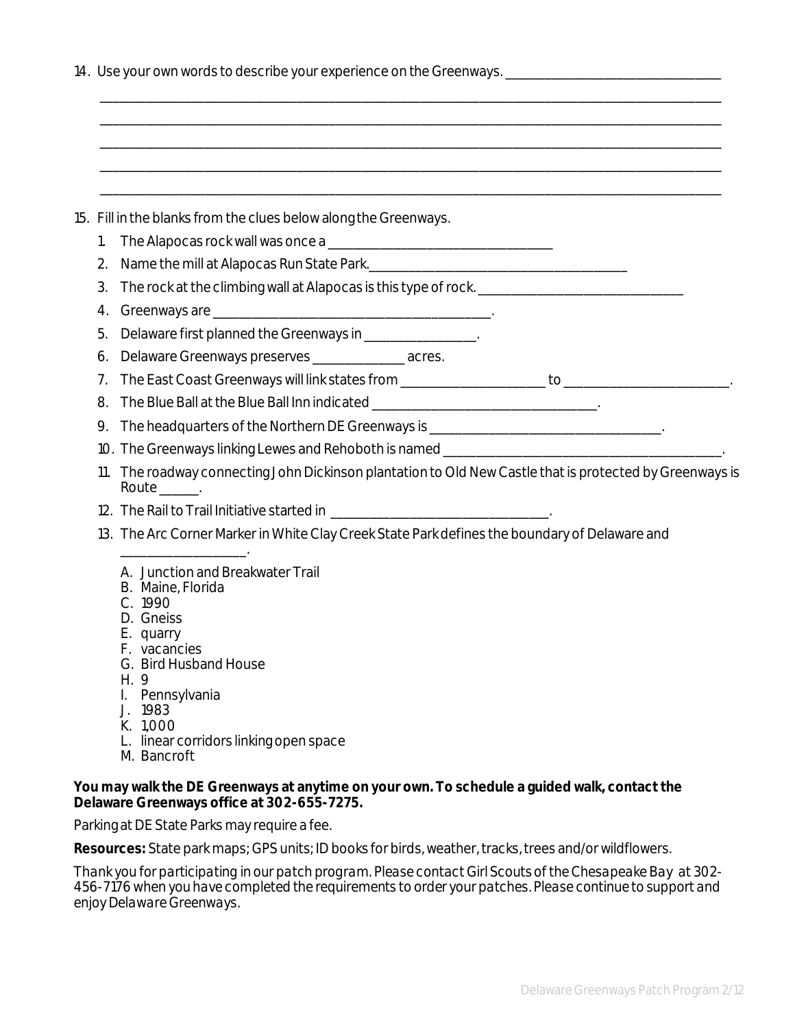14. Use your own words to describe your experience on the Greenways. ________________________________

____________________________________________________________________________________________

____________________________________________________________________________________________

____________________________________________________________________________________________

____________________________________________________________________________________________

____________________________________________________________________________________________

15. Fill in the blanks from the clues below along the Greenways.

   1. The Alapocas rock wall was once a ________________________________
   2. Name the mill at Alapocas Run State Park.______________________________________
   3. The rock at the climbing wall at Alapocas is this type of rock. ______________________________
   4. Greenways are ________________________________________.
   5. Delaware first planned the Greenways in ________________.
   6. Delaware Greenways preserves ______________ acres.
   7. The East Coast Greenways will link states from _____________________ to ________________________.
   8. The Blue Ball at the Blue Ball Inn indicated ________________________________.
   9. The headquarters of the Northern DE Greenways is __________________________________.
   10. The Greenways linking Lewes and Rehoboth is named ________________________________________.
   11. The roadway connecting John Dickinson plantation to Old New Castle that is protected by Greenways is Route ______.
   12. The Rail to Trail Initiative started in ________________________________.
   13. The Arc Corner Marker in White Clay Creek State Park defines the boundary of Delaware and ________________.

   A. Junction and Breakwater Trail
   B. Maine, Florida
   C. 1990
   D. Gneiss
   E. quarry
   F. vacancies
   G. Bird Husband House
   H. 9
   I. Pennsylvania
   J. 1983
   K. 1,000
   L. linear corridors linking open space
   M. Bancroft

**You may walk the DE Greenways at anytime on your own. To schedule a guided walk, contact the Delaware Greenways office at 302-655-7275.**

Parking at DE State Parks may require a fee.

**Resources:** State park maps; GPS units; ID books for birds, weather, tracks, trees and/or wildflowers.

*Thank you for participating in our patch program. Please contact Girl Scouts of the Chesapeake Bay at 302-456-7176 when you have completed the requirements to order your patches. Please continue to support and enjoy Delaware Greenways.*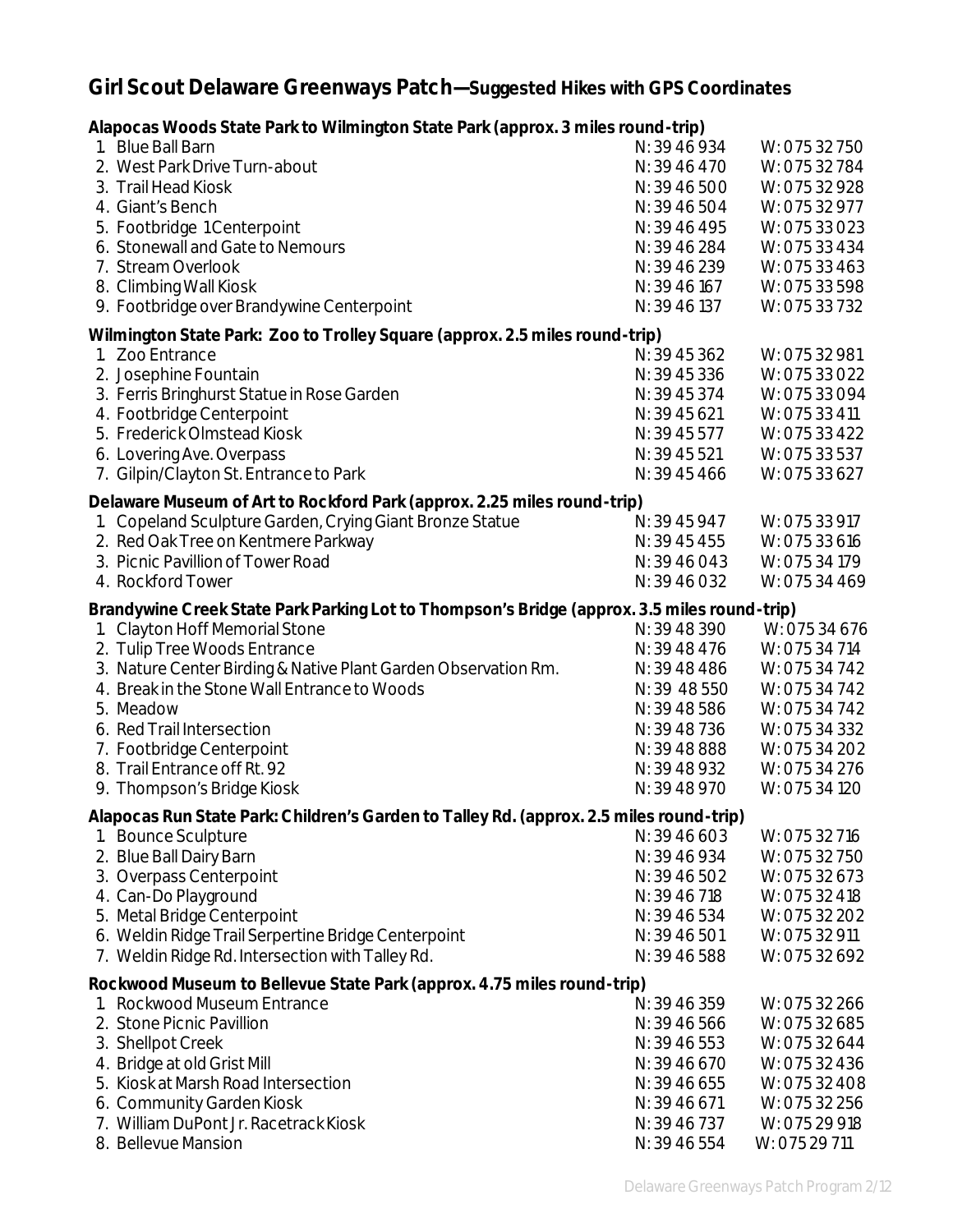## Girl Scout Delaware Greenways Patch—Suggested Hikes with GPS Coordinates

**Alapocas Woods State Park to Wilmington State Park (approx. 3 miles round-trip)**

| | | |
|---|---|---|
| 1. Blue Ball Barn | N: 39 46 934 | W: 075 32 750 |
| 2. West Park Drive Turn-about | N: 39 46 470 | W: 075 32 784 |
| 3. Trail Head Kiosk | N: 39 46 500 | W: 075 32 928 |
| 4. Giant's Bench | N: 39 46 504 | W: 075 32 977 |
| 5. Footbridge 1 Centerpoint | N: 39 46 495 | W: 075 33 023 |
| 6. Stonewall and Gate to Nemours | N: 39 46 284 | W: 075 33 434 |
| 7. Stream Overlook | N: 39 46 239 | W: 075 33 463 |
| 8. Climbing Wall Kiosk | N: 39 46 167 | W: 075 33 598 |
| 9. Footbridge over Brandywine Centerpoint | N: 39 46 137 | W: 075 33 732 |

**Wilmington State Park: Zoo to Trolley Square (approx. 2.5 miles round-trip)**

| | | |
|---|---|---|
| 1. Zoo Entrance | N: 39 45 362 | W: 075 32 981 |
| 2. Josephine Fountain | N: 39 45 336 | W: 075 33 022 |
| 3. Ferris Bringhurst Statue in Rose Garden | N: 39 45 374 | W: 075 33 094 |
| 4. Footbridge Centerpoint | N: 39 45 621 | W: 075 33 411 |
| 5. Frederick Olmstead Kiosk | N: 39 45 577 | W: 075 33 422 |
| 6. Lovering Ave. Overpass | N: 39 45 521 | W: 075 33 537 |
| 7. Gilpin/Clayton St. Entrance to Park | N: 39 45 466 | W: 075 33 627 |

**Delaware Museum of Art to Rockford Park (approx. 2.25 miles round-trip)**

| | | |
|---|---|---|
| 1. Copeland Sculpture Garden, Crying Giant Bronze Statue | N: 39 45 947 | W: 075 33 917 |
| 2. Red Oak Tree on Kentmere Parkway | N: 39 45 455 | W: 075 33 616 |
| 3. Picnic Pavillion of Tower Road | N: 39 46 043 | W: 075 34 179 |
| 4. Rockford Tower | N: 39 46 032 | W: 075 34 469 |

**Brandywine Creek State Park Parking Lot to Thompson's Bridge (approx. 3.5 miles round-trip)**

| | | |
|---|---|---|
| 1. Clayton Hoff Memorial Stone | N: 39 48 390 | W: 075 34 676 |
| 2. Tulip Tree Woods Entrance | N: 39 48 476 | W: 075 34 714 |
| 3. Nature Center Birding & Native Plant Garden Observation Rm. | N: 39 48 486 | W: 075 34 742 |
| 4. Break in the Stone Wall Entrance to Woods | N: 39 48 550 | W: 075 34 742 |
| 5. Meadow | N: 39 48 586 | W: 075 34 742 |
| 6. Red Trail Intersection | N: 39 48 736 | W: 075 34 332 |
| 7. Footbridge Centerpoint | N: 39 48 888 | W: 075 34 202 |
| 8. Trail Entrance off Rt. 92 | N: 39 48 932 | W: 075 34 276 |
| 9. Thompson's Bridge Kiosk | N: 39 48 970 | W: 075 34 120 |

**Alapocas Run State Park: Children's Garden to Talley Rd. (approx. 2.5 miles round-trip)**

| | | |
|---|---|---|
| 1. Bounce Sculpture | N: 39 46 603 | W: 075 32 716 |
| 2. Blue Ball Dairy Barn | N: 39 46 934 | W: 075 32 750 |
| 3. Overpass Centerpoint | N: 39 46 502 | W: 075 32 673 |
| 4. Can-Do Playground | N: 39 46 718 | W: 075 32 418 |
| 5. Metal Bridge Centerpoint | N: 39 46 534 | W: 075 32 202 |
| 6. Weldin Ridge Trail Serpertine Bridge Centerpoint | N: 39 46 501 | W: 075 32 911 |
| 7. Weldin Ridge Rd. Intersection with Talley Rd. | N: 39 46 588 | W: 075 32 692 |

**Rockwood Museum to Bellevue State Park (approx. 4.75 miles round-trip)**

| | | |
|---|---|---|
| 1. Rockwood Museum Entrance | N: 39 46 359 | W: 075 32 266 |
| 2. Stone Picnic Pavillion | N: 39 46 566 | W: 075 32 685 |
| 3. Shellpot Creek | N: 39 46 553 | W: 075 32 644 |
| 4. Bridge at old Grist Mill | N: 39 46 670 | W: 075 32 436 |
| 5. Kiosk at Marsh Road Intersection | N: 39 46 655 | W: 075 32 408 |
| 6. Community Garden Kiosk | N: 39 46 671 | W: 075 32 256 |
| 7. William DuPont Jr. Racetrack Kiosk | N: 39 46 737 | W: 075 29 918 |
| 8. Bellevue Mansion | N: 39 46 554 | W: 075 29 711 |